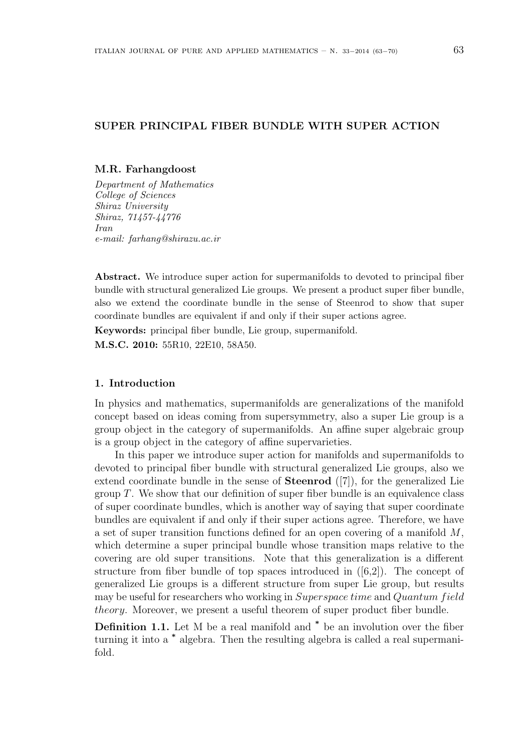# SUPER PRINCIPAL FIBER BUNDLE WITH SUPER ACTION

**M.R. Farhangdoost**

*Department of Mathematics*
*College of Sciences*
*Shiraz University*
*Shiraz, 71457-44776*
*Iran*
*e-mail: farhang@shirazu.ac.ir*

**Abstract.** We introduce super action for supermanifolds to devoted to principal fiber bundle with structural generalized Lie groups. We present a product super fiber bundle, also we extend the coordinate bundle in the sense of Steenrod to show that super coordinate bundles are equivalent if and only if their super actions agree.

**Keywords:** principal fiber bundle, Lie group, supermanifold.

**M.S.C. 2010:** 55R10, 22E10, 58A50.

## 1. Introduction

In physics and mathematics, supermanifolds are generalizations of the manifold concept based on ideas coming from supersymmetry, also a super Lie group is a group object in the category of supermanifolds. An affine super algebraic group is a group object in the category of affine supervarieties.

In this paper we introduce super action for manifolds and supermanifolds to devoted to principal fiber bundle with structural generalized Lie groups, also we extend coordinate bundle in the sense of **Steenrod** ([7]), for the generalized Lie group $T$. We show that our definition of super fiber bundle is an equivalence class of super coordinate bundles, which is another way of saying that super coordinate bundles are equivalent if and only if their super actions agree. Therefore, we have a set of super transition functions defined for an open covering of a manifold $M$, which determine a super principal bundle whose transition maps relative to the covering are old super transitions. Note that this generalization is a different structure from fiber bundle of top spaces introduced in ([6,2]). The concept of generalized Lie groups is a different structure from super Lie group, but results may be useful for researchers who working in $Superspace\, time$ and $Quantum\, field\, theory$. Moreover, we present a useful theorem of super product fiber bundle.

**Definition 1.1.** Let M be a real manifold and $^*$ be an involution over the fiber turning it into a $^*$ algebra. Then the resulting algebra is called a real supermanifold.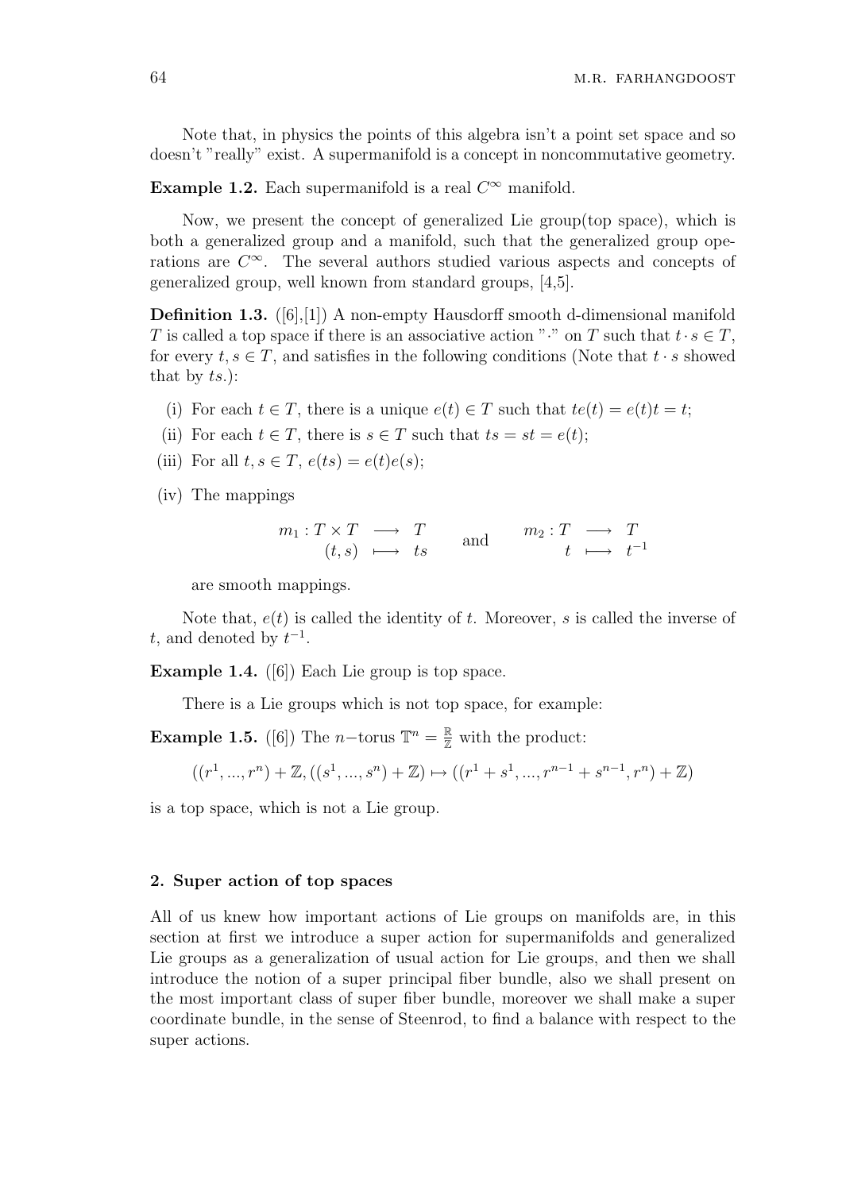Note that, in physics the points of this algebra isn't a point set space and so doesn't "really" exist. A supermanifold is a concept in noncommutative geometry.

**Example 1.2.** Each supermanifold is a real $C^\infty$ manifold.

Now, we present the concept of generalized Lie group(top space), which is both a generalized group and a manifold, such that the generalized group operations are $C^\infty$. The several authors studied various aspects and concepts of generalized group, well known from standard groups, [4,5].

**Definition 1.3.** ([6],[1]) A non-empty Hausdorff smooth d-dimensional manifold $T$ is called a top space if there is an associative action "$\cdot$" on $T$ such that $t \cdot s \in T$, for every $t, s \in T$, and satisfies in the following conditions (Note that $t \cdot s$ showed that by $ts$.):

(i) For each $t \in T$, there is a unique $e(t) \in T$ such that $te(t) = e(t)t = t$;

(ii) For each $t \in T$, there is $s \in T$ such that $ts = st = e(t)$;

(iii) For all $t, s \in T$, $e(ts) = e(t)e(s)$;

(iv) The mappings

$$
\begin{array}{rcl} m_1 : T \times T & \longrightarrow & T \\ (t, s) & \longmapsto & ts \end{array} \quad \text{and} \quad \begin{array}{rcl} m_2 : T & \longrightarrow & T \\ t & \longmapsto & t^{-1} \end{array}
$$

are smooth mappings.

Note that, $e(t)$ is called the identity of $t$. Moreover, $s$ is called the inverse of $t$, and denoted by $t^{-1}$.

**Example 1.4.** ([6]) Each Lie group is top space.

There is a Lie groups which is not top space, for example:

**Example 1.5.** ([6]) The $n-$torus $\mathbb{T}^n = \frac{\mathbb{R}}{\mathbb{Z}}$ with the product:

$$
((r^1, ..., r^n) + \mathbb{Z}, ((s^1, ..., s^n) + \mathbb{Z}) \mapsto ((r^1 + s^1, ..., r^{n-1} + s^{n-1}, r^n) + \mathbb{Z})
$$

is a top space, which is not a Lie group.

## 2. Super action of top spaces

All of us knew how important actions of Lie groups on manifolds are, in this section at first we introduce a super action for supermanifolds and generalized Lie groups as a generalization of usual action for Lie groups, and then we shall introduce the notion of a super principal fiber bundle, also we shall present on the most important class of super fiber bundle, moreover we shall make a super coordinate bundle, in the sense of Steenrod, to find a balance with respect to the super actions.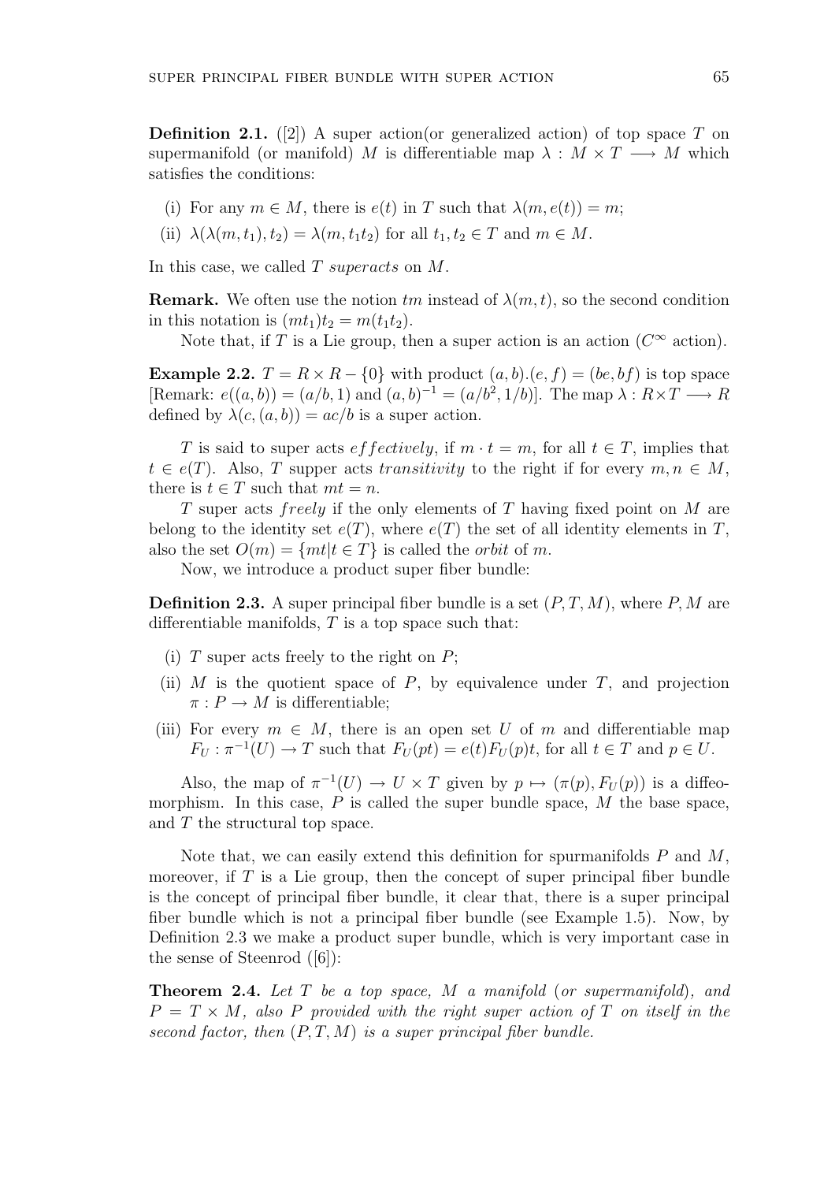**Definition 2.1.** ([2]) A super action(or generalized action) of top space $T$ on supermanifold (or manifold) $M$ is differentiable map $\lambda : M \times T \longrightarrow M$ which satisfies the conditions:

(i) For any $m \in M$, there is $e(t)$ in $T$ such that $\lambda(m, e(t)) = m$;

(ii) $\lambda(\lambda(m, t_1), t_2) = \lambda(m, t_1 t_2)$ for all $t_1, t_2 \in T$ and $m \in M$.

In this case, we called $T$ *superacts* on $M$.

**Remark.** We often use the notion $tm$ instead of $\lambda(m, t)$, so the second condition in this notation is $(mt_1)t_2 = m(t_1 t_2)$.

Note that, if $T$ is a Lie group, then a super action is an action ($C^\infty$ action).

**Example 2.2.** $T = R \times R - \{0\}$ with product $(a, b).(e, f) = (be, bf)$ is top space [Remark: $e((a, b)) = (a/b, 1)$ and $(a, b)^{-1} = (a/b^2, 1/b)$]. The map $\lambda : R \times T \longrightarrow R$ defined by $\lambda(c, (a, b)) = ac/b$ is a super action.

$T$ is said to super acts *effectively*, if $m \cdot t = m$, for all $t \in T$, implies that $t \in e(T)$. Also, $T$ supper acts *transitivity* to the right if for every $m, n \in M$, there is $t \in T$ such that $mt = n$.

$T$ super acts *freely* if the only elements of $T$ having fixed point on $M$ are belong to the identity set $e(T)$, where $e(T)$ the set of all identity elements in $T$, also the set $O(m) = \{mt | t \in T\}$ is called the *orbit* of $m$.

Now, we introduce a product super fiber bundle:

**Definition 2.3.** A super principal fiber bundle is a set $(P, T, M)$, where $P, M$ are differentiable manifolds, $T$ is a top space such that:

(i) $T$ super acts freely to the right on $P$;

(ii) $M$ is the quotient space of $P$, by equivalence under $T$, and projection $\pi : P \to M$ is differentiable;

(iii) For every $m \in M$, there is an open set $U$ of $m$ and differentiable map $F_U : \pi^{-1}(U) \to T$ such that $F_U(pt) = e(t)F_U(p)t$, for all $t \in T$ and $p \in U$.

Also, the map of $\pi^{-1}(U) \to U \times T$ given by $p \mapsto (\pi(p), F_U(p))$ is a diffeomorphism. In this case, $P$ is called the super bundle space, $M$ the base space, and $T$ the structural top space.

Note that, we can easily extend this definition for spurmanifolds $P$ and $M$, moreover, if $T$ is a Lie group, then the concept of super principal fiber bundle is the concept of principal fiber bundle, it clear that, there is a super principal fiber bundle which is not a principal fiber bundle (see Example 1.5). Now, by Definition 2.3 we make a product super bundle, which is very important case in the sense of Steenrod ([6]):

**Theorem 2.4.** *Let $T$ be a top space, $M$ a manifold (or supermanifold), and $P = T \times M$, also $P$ provided with the right super action of $T$ on itself in the second factor, then $(P, T, M)$ is a super principal fiber bundle.*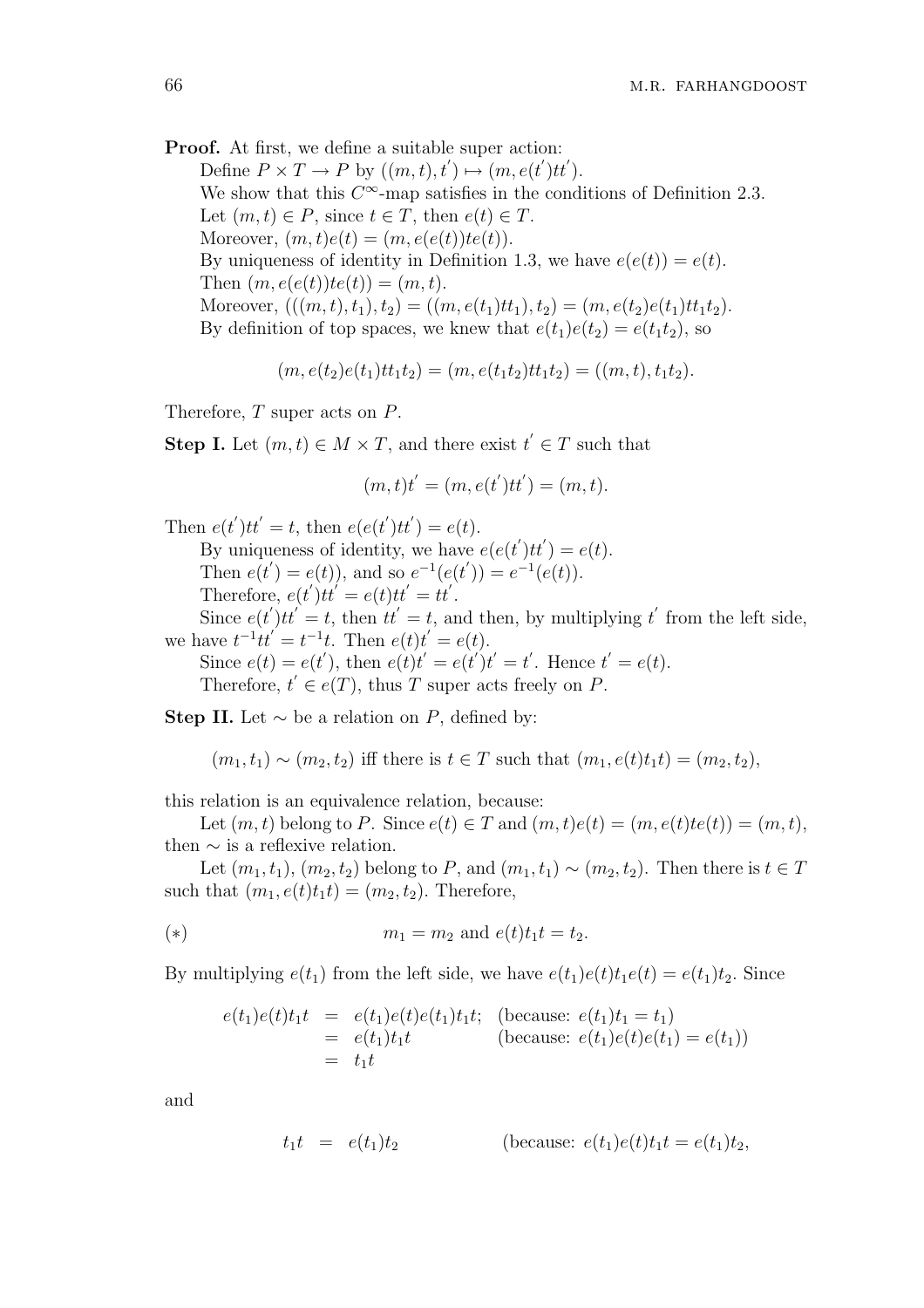**Proof.** At first, we define a suitable super action:

Define $P \times T \to P$ by $((m,t),t') \mapsto (m, e(t')tt')$.

We show that this $C^\infty$-map satisfies in the conditions of Definition 2.3.

Let $(m,t) \in P$, since $t \in T$, then $e(t) \in T$.

Moreover, $(m,t)e(t) = (m, e(e(t))te(t))$.

By uniqueness of identity in Definition 1.3, we have $e(e(t)) = e(t)$.

Then $(m, e(e(t))te(t)) = (m,t)$.

Moreover, $(((m,t),t_1),t_2) = ((m, e(t_1)tt_1), t_2) = (m, e(t_2)e(t_1)tt_1t_2)$.

By definition of top spaces, we knew that $e(t_1)e(t_2) = e(t_1t_2)$, so

$$(m, e(t_2)e(t_1)tt_1t_2) = (m, e(t_1t_2)tt_1t_2) = ((m,t), t_1t_2).$$

Therefore, $T$ super acts on $P$.

**Step I.** Let $(m,t) \in M \times T$, and there exist $t' \in T$ such that

$$(m,t)t' = (m, e(t')tt') = (m,t).$$

Then $e(t')tt' = t$, then $e(e(t')tt') = e(t)$.

By uniqueness of identity, we have $e(e(t')tt') = e(t)$.

Then $e(t') = e(t))$, and so $e^{-1}(e(t')) = e^{-1}(e(t))$.

Therefore, $e(t')tt' = e(t)tt' = tt'$.

Since $e(t')tt' = t$, then $tt' = t$, and then, by multiplying $t'$ from the left side, we have $t^{-1}tt' = t^{-1}t$. Then $e(t)t' = e(t)$.

Since $e(t) = e(t')$, then $e(t)t' = e(t')t' = t'$. Hence $t' = e(t)$.

Therefore, $t' \in e(T)$, thus $T$ super acts freely on $P$.

**Step II.** Let $\sim$ be a relation on $P$, defined by:

$$(m_1,t_1) \sim (m_2,t_2) \text{ iff there is } t \in T \text{ such that } (m_1, e(t)t_1t) = (m_2,t_2),$$

this relation is an equivalence relation, because:

Let $(m,t)$ belong to $P$. Since $e(t) \in T$ and $(m,t)e(t) = (m, e(t)te(t)) = (m,t)$, then $\sim$ is a reflexive relation.

Let $(m_1,t_1), (m_2,t_2)$ belong to $P$, and $(m_1,t_1) \sim (m_2,t_2)$. Then there is $t \in T$ such that $(m_1, e(t)t_1t) = (m_2,t_2)$. Therefore,

$$(*) \qquad m_1 = m_2 \text{ and } e(t)t_1t = t_2.$$

By multiplying $e(t_1)$ from the left side, we have $e(t_1)e(t)t_1e(t) = e(t_1)t_2$. Since

$$\begin{aligned} e(t_1)e(t)t_1t &= e(t_1)e(t)e(t_1)t_1t; && \text{(because: } e(t_1)t_1 = t_1) \\ &= e(t_1)t_1t && \text{(because: } e(t_1)e(t)e(t_1) = e(t_1)) \\ &= t_1t \end{aligned}$$

and

$$t_1t = e(t_1)t_2 \qquad \text{(because: } e(t_1)e(t)t_1t = e(t_1)t_2,$$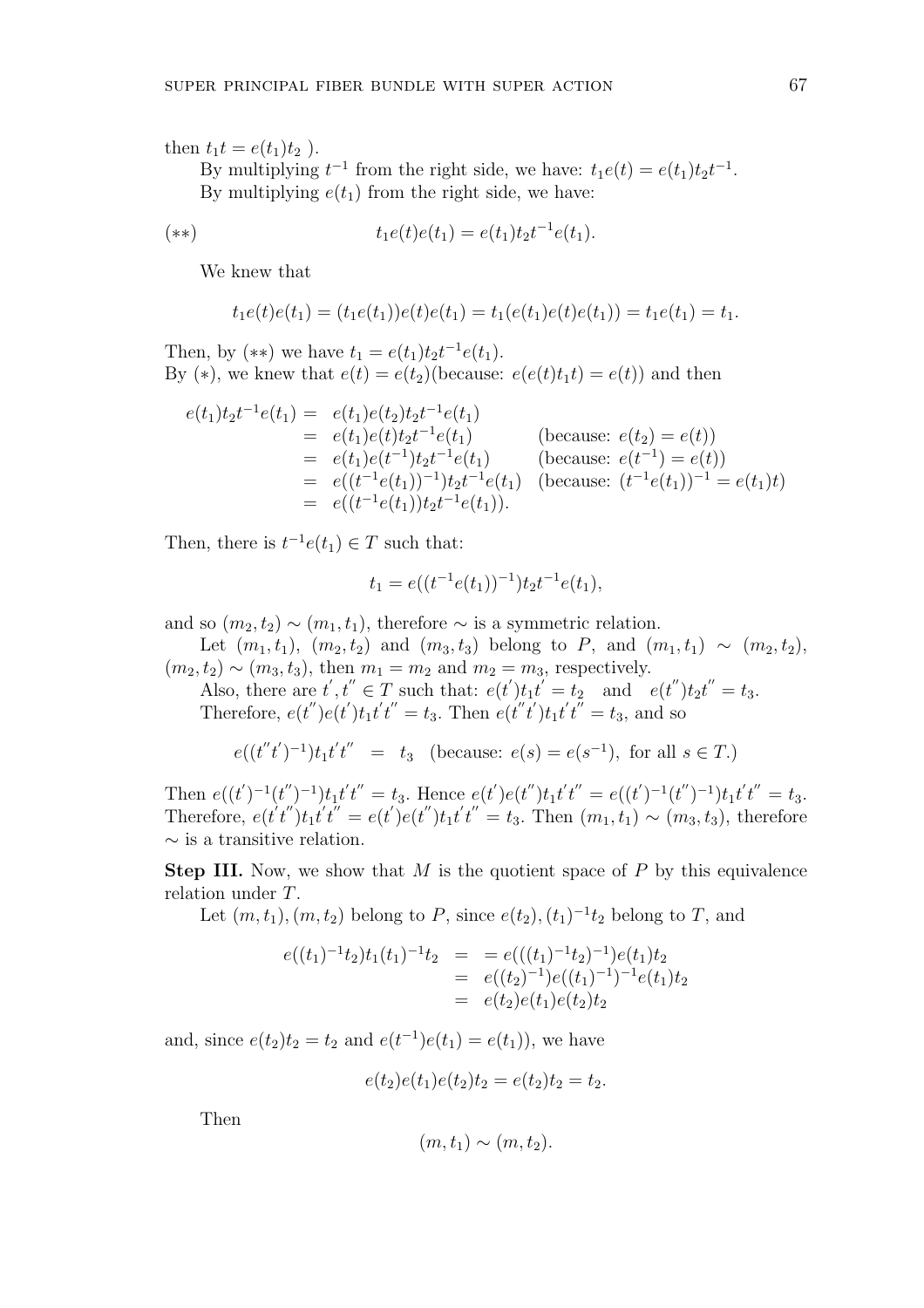then $t_1 t = e(t_1)t_2$ ).

By multiplying $t^{-1}$ from the right side, we have: $t_1 e(t) = e(t_1)t_2 t^{-1}$.

By multiplying $e(t_1)$ from the right side, we have:

$$(**) \qquad t_1 e(t)e(t_1) = e(t_1)t_2 t^{-1} e(t_1).$$

We knew that

$$t_1 e(t)e(t_1) = (t_1 e(t_1))e(t)e(t_1) = t_1(e(t_1)e(t)e(t_1)) = t_1 e(t_1) = t_1.$$

Then, by $(**)$ we have $t_1 = e(t_1)t_2 t^{-1} e(t_1)$.
By $(*)$, we knew that $e(t) = e(t_2)$(because: $e(e(t)t_1 t) = e(t)$) and then

$$\begin{aligned}
e(t_1)t_2 t^{-1} e(t_1) &= e(t_1)e(t_2)t_2 t^{-1} e(t_1) \\
&= e(t_1)e(t)t_2 t^{-1} e(t_1) && \text{(because: } e(t_2) = e(t)) \\
&= e(t_1)e(t^{-1})t_2 t^{-1} e(t_1) && \text{(because: } e(t^{-1}) = e(t)) \\
&= e((t^{-1}e(t_1))^{-1})t_2 t^{-1} e(t_1) && \text{(because: } (t^{-1}e(t_1))^{-1} = e(t_1)t) \\
&= e((t^{-1}e(t_1))t_2 t^{-1} e(t_1)).
\end{aligned}$$

Then, there is $t^{-1}e(t_1) \in T$ such that:

$$t_1 = e((t^{-1}e(t_1))^{-1})t_2 t^{-1} e(t_1),$$

and so $(m_2, t_2) \sim (m_1, t_1)$, therefore $\sim$ is a symmetric relation.

Let $(m_1, t_1)$, $(m_2, t_2)$ and $(m_3, t_3)$ belong to $P$, and $(m_1, t_1) \sim (m_2, t_2)$, $(m_2, t_2) \sim (m_3, t_3)$, then $m_1 = m_2$ and $m_2 = m_3$, respectively.

Also, there are $t', t'' \in T$ such that: $e(t')t_1 t' = t_2$ and $e(t'')t_2 t'' = t_3$.

Therefore, $e(t'')e(t')t_1 t' t'' = t_3$. Then $e(t''t')t_1 t' t'' = t_3$, and so

$$e((t''t')^{-1})t_1 t' t'' = t_3 \quad \text{(because: } e(s) = e(s^{-1}), \text{ for all } s \in T.)$$

Then $e((t')^{-1}(t'')^{-1})t_1 t' t'' = t_3$. Hence $e(t')e(t'')t_1 t' t'' = e((t')^{-1}(t'')^{-1})t_1 t' t'' = t_3$. Therefore, $e(t' t'')t_1 t' t'' = e(t')e(t'')t_1 t' t'' = t_3$. Then $(m_1, t_1) \sim (m_3, t_3)$, therefore $\sim$ is a transitive relation.

**Step III.** Now, we show that $M$ is the quotient space of $P$ by this equivalence relation under $T$.

Let $(m, t_1), (m, t_2)$ belong to $P$, since $e(t_2), (t_1)^{-1}t_2$ belong to $T$, and

$$\begin{aligned}
e((t_1)^{-1}t_2)t_1(t_1)^{-1}t_2 &= = e(((t_1)^{-1}t_2)^{-1})e(t_1)t_2 \\
&= e((t_2)^{-1})e((t_1)^{-1})^{-1}e(t_1)t_2 \\
&= e(t_2)e(t_1)e(t_2)t_2
\end{aligned}$$

and, since $e(t_2)t_2 = t_2$ and $e(t^{-1})e(t_1) = e(t_1)$), we have

$$e(t_2)e(t_1)e(t_2)t_2 = e(t_2)t_2 = t_2.$$

Then

$$(m, t_1) \sim (m, t_2).$$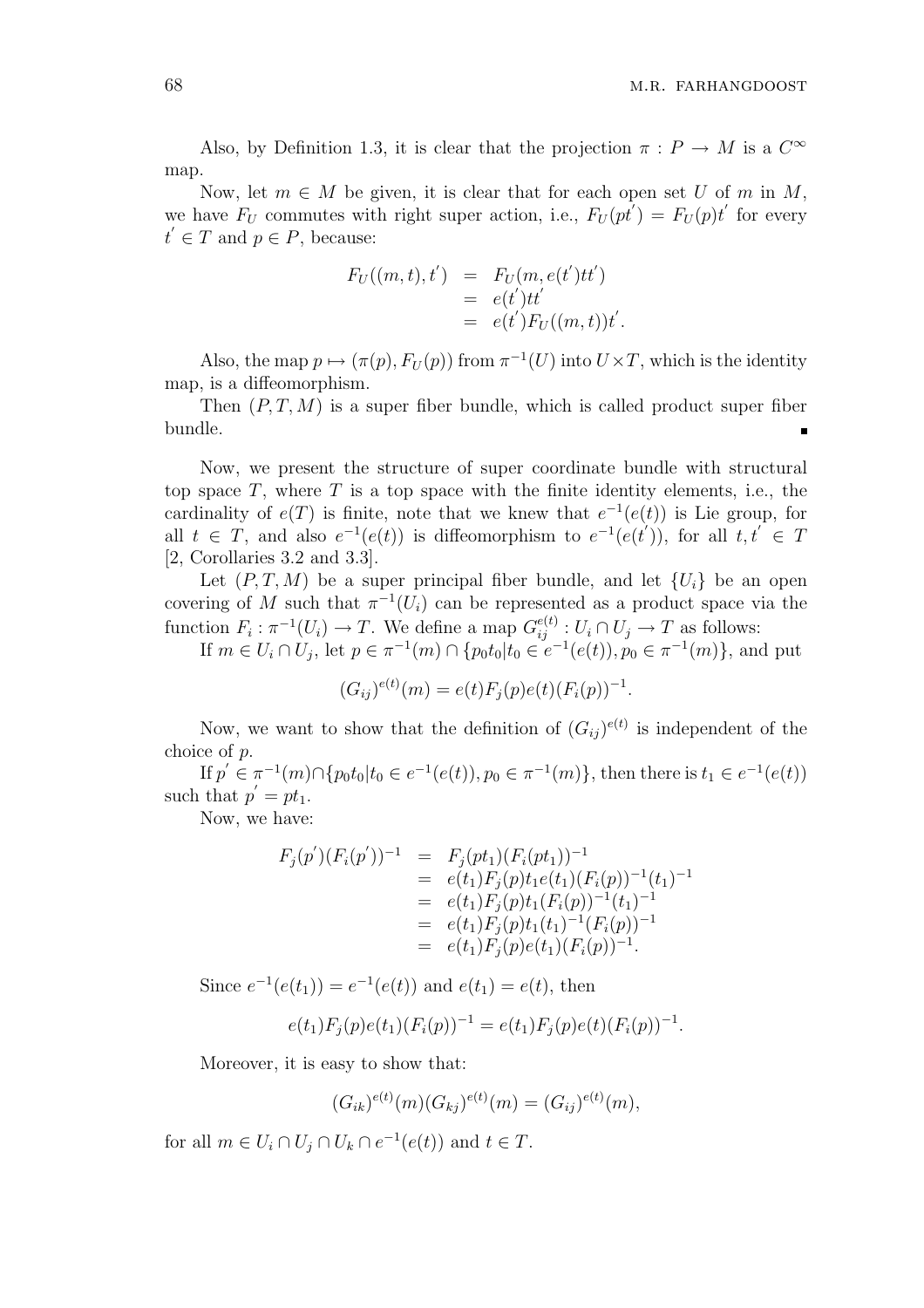Also, by Definition 1.3, it is clear that the projection $\pi : P \to M$ is a $C^\infty$ map.

Now, let $m \in M$ be given, it is clear that for each open set $U$ of $m$ in $M$, we have $F_U$ commutes with right super action, i.e., $F_U(pt') = F_U(p)t'$ for every $t' \in T$ and $p \in P$, because:

$$\begin{aligned}
F_U((m,t),t') &= F_U(m, e(t')tt') \\
&= e(t')tt' \\
&= e(t')F_U((m,t))t'.
\end{aligned}$$

Also, the map $p \mapsto (\pi(p), F_U(p))$ from $\pi^{-1}(U)$ into $U \times T$, which is the identity map, is a diffeomorphism.

Then $(P, T, M)$ is a super fiber bundle, which is called product super fiber bundle. ∎

Now, we present the structure of super coordinate bundle with structural top space $T$, where $T$ is a top space with the finite identity elements, i.e., the cardinality of $e(T)$ is finite, note that we knew that $e^{-1}(e(t))$ is Lie group, for all $t \in T$, and also $e^{-1}(e(t))$ is diffeomorphism to $e^{-1}(e(t'))$, for all $t, t' \in T$ [2, Corollaries 3.2 and 3.3].

Let $(P, T, M)$ be a super principal fiber bundle, and let $\{U_i\}$ be an open covering of $M$ such that $\pi^{-1}(U_i)$ can be represented as a product space via the function $F_i : \pi^{-1}(U_i) \to T$. We define a map $G_{ij}^{e(t)} : U_i \cap U_j \to T$ as follows:

If $m \in U_i \cap U_j$, let $p \in \pi^{-1}(m) \cap \{p_0 t_0 | t_0 \in e^{-1}(e(t)), p_0 \in \pi^{-1}(m)\}$, and put

$$(G_{ij})^{e(t)}(m) = e(t)F_j(p)e(t)(F_i(p))^{-1}.$$

Now, we want to show that the definition of $(G_{ij})^{e(t)}$ is independent of the choice of $p$.

If $p' \in \pi^{-1}(m) \cap \{p_0 t_0 | t_0 \in e^{-1}(e(t)), p_0 \in \pi^{-1}(m)\}$, then there is $t_1 \in e^{-1}(e(t))$ such that $p' = pt_1$.

Now, we have:

$$\begin{aligned}
F_j(p')(F_i(p'))^{-1} &= F_j(pt_1)(F_i(pt_1))^{-1} \\
&= e(t_1)F_j(p)t_1 e(t_1)(F_i(p))^{-1}(t_1)^{-1} \\
&= e(t_1)F_j(p)t_1(F_i(p))^{-1}(t_1)^{-1} \\
&= e(t_1)F_j(p)t_1(t_1)^{-1}(F_i(p))^{-1} \\
&= e(t_1)F_j(p)e(t_1)(F_i(p))^{-1}.
\end{aligned}$$

Since $e^{-1}(e(t_1)) = e^{-1}(e(t))$ and $e(t_1) = e(t)$, then

$$e(t_1)F_j(p)e(t_1)(F_i(p))^{-1} = e(t_1)F_j(p)e(t)(F_i(p))^{-1}.$$

Moreover, it is easy to show that:

$$(G_{ik})^{e(t)}(m)(G_{kj})^{e(t)}(m) = (G_{ij})^{e(t)}(m),$$

for all $m \in U_i \cap U_j \cap U_k \cap e^{-1}(e(t))$ and $t \in T$.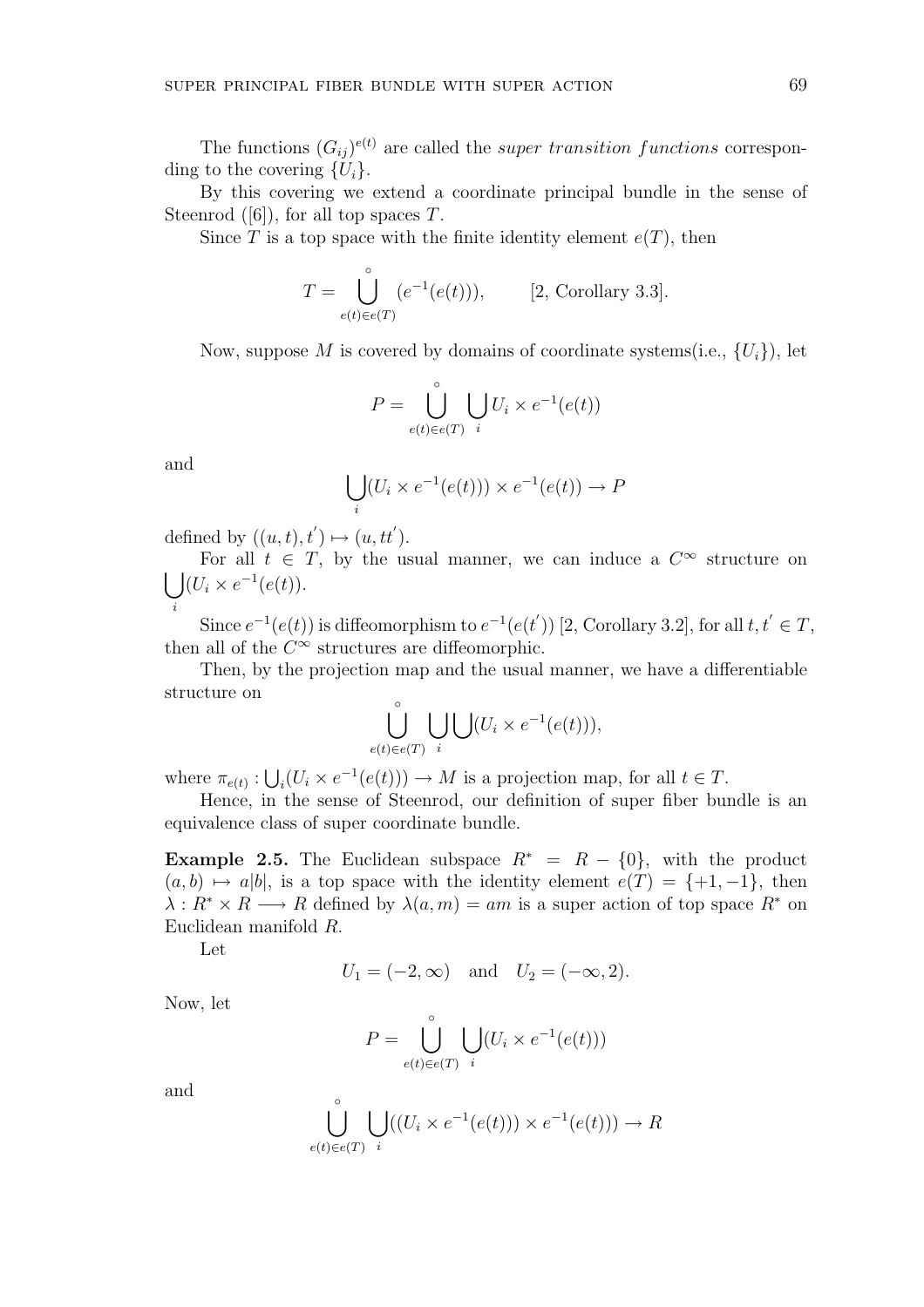The functions $(G_{ij})^{e(t)}$ are called the *super transition functions* corresponding to the covering $\{U_i\}$.

By this covering we extend a coordinate principal bundle in the sense of Steenrod ([6]), for all top spaces $T$.

Since $T$ is a top space with the finite identity element $e(T)$, then

$$T = \overset{\circ}{\bigcup_{e(t)\in e(T)}} (e^{-1}(e(t))), \qquad [2, \text{Corollary } 3.3].$$

Now, suppose $M$ is covered by domains of coordinate systems(i.e., $\{U_i\}$), let

$$P = \overset{\circ}{\bigcup_{e(t)\in e(T)}} \bigcup_i U_i \times e^{-1}(e(t))$$

and

$$\bigcup_i (U_i \times e^{-1}(e(t))) \times e^{-1}(e(t)) \to P$$

defined by $((u,t),t') \mapsto (u,tt')$.

For all $t \in T$, by the usual manner, we can induce a $C^\infty$ structure on $\bigcup_i (U_i \times e^{-1}(e(t))$.

Since $e^{-1}(e(t))$ is diffeomorphism to $e^{-1}(e(t'))$ [2, Corollary 3.2], for all $t, t' \in T$, then all of the $C^\infty$ structures are diffeomorphic.

Then, by the projection map and the usual manner, we have a differentiable structure on

$$\overset{\circ}{\bigcup_{e(t)\in e(T)}} \bigcup_i \bigcup (U_i \times e^{-1}(e(t))),$$

where $\pi_{e(t)} : \bigcup_i (U_i \times e^{-1}(e(t))) \to M$ is a projection map, for all $t \in T$.

Hence, in the sense of Steenrod, our definition of super fiber bundle is an equivalence class of super coordinate bundle.

**Example 2.5.** The Euclidean subspace $R^* = R - \{0\}$, with the product $(a,b) \mapsto a|b|$, is a top space with the identity element $e(T) = \{+1,-1\}$, then $\lambda : R^* \times R \longrightarrow R$ defined by $\lambda(a,m) = am$ is a super action of top space $R^*$ on Euclidean manifold $R$.

Let

$$U_1 = (-2,\infty) \quad \text{and} \quad U_2 = (-\infty, 2).$$

Now, let

$$P = \overset{\circ}{\bigcup_{e(t)\in e(T)}} \bigcup_i (U_i \times e^{-1}(e(t)))$$

and

$$\overset{\circ}{\bigcup_{e(t)\in e(T)}} \bigcup_i ((U_i \times e^{-1}(e(t))) \times e^{-1}(e(t))) \to R$$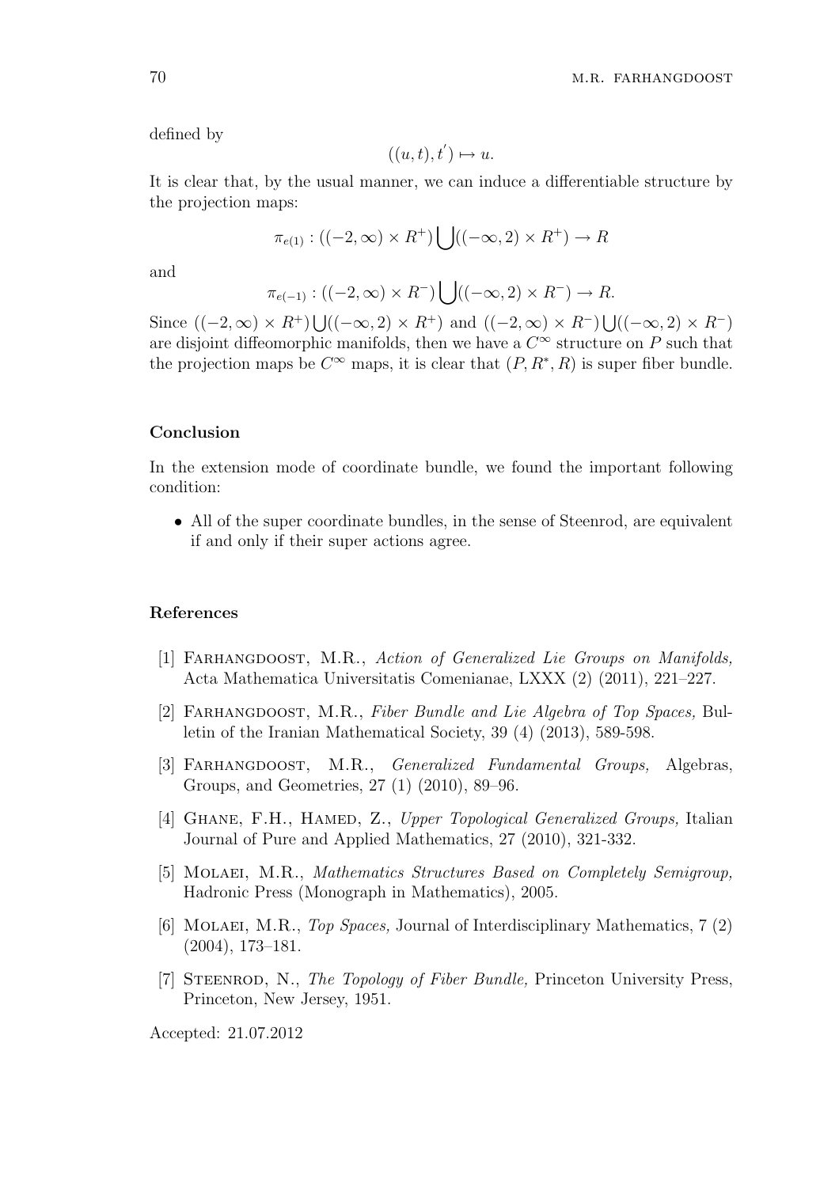defined by

$$((u,t),t^{'}) \mapsto u.$$

It is clear that, by the usual manner, we can induce a differentiable structure by the projection maps:

$$\pi_{e(1)} : ((-2,\infty) \times R^{+}) \bigcup ((-\infty, 2) \times R^{+}) \to R$$

and

$$\pi_{e(-1)} : ((-2,\infty) \times R^{-}) \bigcup ((-\infty, 2) \times R^{-}) \to R.$$

Since $((-2,\infty) \times R^{+}) \bigcup ((-\infty, 2) \times R^{+})$ and $((-2,\infty) \times R^{-}) \bigcup ((-\infty, 2) \times R^{-})$ are disjoint diffeomorphic manifolds, then we have a $C^{\infty}$ structure on $P$ such that the projection maps be $C^{\infty}$ maps, it is clear that $(P, R^{*}, R)$ is super fiber bundle.

## Conclusion

In the extension mode of coordinate bundle, we found the important following condition:

- All of the super coordinate bundles, in the sense of Steenrod, are equivalent if and only if their super actions agree.

## References

[1] Farhangdoost, M.R., *Action of Generalized Lie Groups on Manifolds,* Acta Mathematica Universitatis Comenianae, LXXX (2) (2011), 221–227.

[2] Farhangdoost, M.R., *Fiber Bundle and Lie Algebra of Top Spaces,* Bulletin of the Iranian Mathematical Society, 39 (4) (2013), 589-598.

[3] Farhangdoost, M.R., *Generalized Fundamental Groups,* Algebras, Groups, and Geometries, 27 (1) (2010), 89–96.

[4] Ghane, F.H., Hamed, Z., *Upper Topological Generalized Groups,* Italian Journal of Pure and Applied Mathematics, 27 (2010), 321-332.

[5] Molaei, M.R., *Mathematics Structures Based on Completely Semigroup,* Hadronic Press (Monograph in Mathematics), 2005.

[6] Molaei, M.R., *Top Spaces,* Journal of Interdisciplinary Mathematics, 7 (2) (2004), 173–181.

[7] Steenrod, N., *The Topology of Fiber Bundle,* Princeton University Press, Princeton, New Jersey, 1951.

Accepted: 21.07.2012